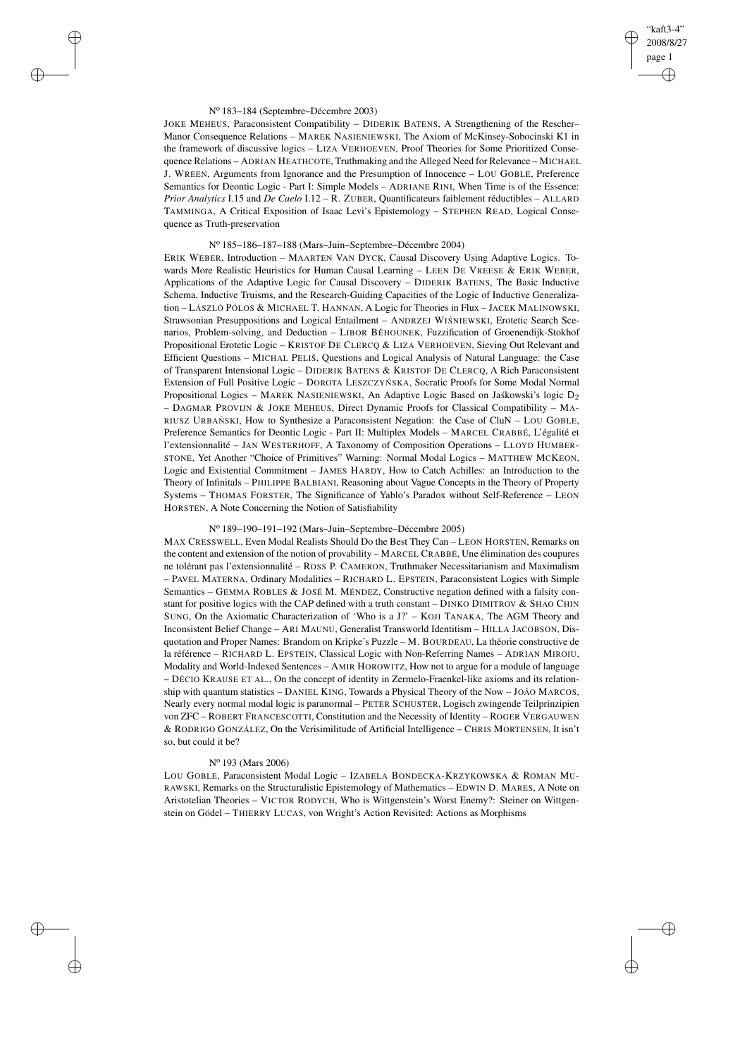N[o] 183–184 (Septembre–Décembre 2003)

Joke Meheus, Paraconsistent Compatibility – Diderik Batens, A Strengthening of the Rescher–Manor Consequence Relations – Marek Nasieniewski, The Axiom of McKinsey-Sobocinski K1 in the framework of discussive logics – Liza Verhoeven, Proof Theories for Some Prioritized Consequence Relations – Adrian Heathcote, Truthmaking and the Alleged Need for Relevance – Michael J. Wreen, Arguments from Ignorance and the Presumption of Innocence – Lou Goble, Preference Semantics for Deontic Logic - Part I: Simple Models – Adriane Rini, When Time is of the Essence: *Prior Analytics* I.15 and *De Caelo* I.12 – R. Zuber, Quantificateurs faiblement réductibles – Allard Tamminga, A Critical Exposition of Isaac Levi's Epistemology – Stephen Read, Logical Consequence as Truth-preservation

N[o] 185–186–187–188 (Mars–Juin–Septembre–Décembre 2004)

Erik Weber, Introduction – Maarten Van Dyck, Causal Discovery Using Adaptive Logics. Towards More Realistic Heuristics for Human Causal Learning – Leen De Vreese & Erik Weber, Applications of the Adaptive Logic for Causal Discovery – Diderik Batens, The Basic Inductive Schema, Inductive Truisms, and the Research-Guiding Capacities of the Logic of Inductive Generalization – László Pólos & Michael T. Hannan, A Logic for Theories in Flux – Jacek Malinowski, Strawsonian Presuppositions and Logical Entailment – Andrzej Wiśniewski, Erotetic Search Scenarios, Problem-solving, and Deduction – Libor Běhounek, Fuzzification of Groenendijk-Stokhof Propositional Erotetic Logic – Kristof De Clercq & Liza Verhoeven, Sieving Out Relevant and Efficient Questions – Michal Peliš, Questions and Logical Analysis of Natural Language: the Case of Transparent Intensional Logic – Diderik Batens & Kristof De Clercq, A Rich Paraconsistent Extension of Full Positive Logic – Dorota Leszczyńska, Socratic Proofs for Some Modal Normal Propositional Logics – Marek Nasieniewski, An Adaptive Logic Based on Jaśkowski's logic $D_2$ – Dagmar Provijn & Joke Meheus, Direct Dynamic Proofs for Classical Compatibility – Mariusz Urbański, How to Synthesize a Paraconsistent Negation: the Case of CluN – Lou Goble, Preference Semantics for Deontic Logic - Part II: Multiplex Models – Marcel Crabbé, L'égalité et l'extensionnalité – Jan Westerhoff, A Taxonomy of Composition Operations – Lloyd Humberstone, Yet Another "Choice of Primitives" Warning: Normal Modal Logics – Matthew McKeon, Logic and Existential Commitment – James Hardy, How to Catch Achilles: an Introduction to the Theory of Infinitals – Philippe Balbiani, Reasoning about Vague Concepts in the Theory of Property Systems – Thomas Forster, The Significance of Yablo's Paradox without Self-Reference – Leon Horsten, A Note Concerning the Notion of Satisfiability

N[o] 189–190–191–192 (Mars–Juin–Septembre–Décembre 2005)

Max Cresswell, Even Modal Realists Should Do the Best They Can – Leon Horsten, Remarks on the content and extension of the notion of provability – Marcel Crabbé, Une élimination des coupures ne tolérant pas l'extensionnalité – Ross P. Cameron, Truthmaker Necessitarianism and Maximalism – Pavel Materna, Ordinary Modalities – Richard L. Epstein, Paraconsistent Logics with Simple Semantics – Gemma Robles & José M. Méndez, Constructive negation defined with a falsity constant for positive logics with the CAP defined with a truth constant – Dinko Dimitrov & Shao Chin Sung, On the Axiomatic Characterization of 'Who is a J?' – Koji Tanaka, The AGM Theory and Inconsistent Belief Change – Ari Maunu, Generalist Transworld Identitism – Hilla Jacobson, Disquotation and Proper Names: Brandom on Kripke's Puzzle – M. Bourdeau, La théorie constructive de la référence – Richard L. Epstein, Classical Logic with Non-Referring Names – Adrian Miroiu, Modality and World-Indexed Sentences – Amir Horowitz, How not to argue for a module of language – Décio Krause et al., On the concept of identity in Zermelo-Fraenkel-like axioms and its relationship with quantum statistics – Daniel King, Towards a Physical Theory of the Now – João Marcos, Nearly every normal modal logic is paranormal – Peter Schuster, Logisch zwingende Teilprinzipien von ZFC – Robert Francescotti, Constitution and the Necessity of Identity – Roger Vergauwen & Rodrigo González, On the Verisimilitude of Artificial Intelligence – Chris Mortensen, It isn't so, but could it be?

N[o] 193 (Mars 2006)

Lou Goble, Paraconsistent Modal Logic – Izabela Bondecka-Krzykowska & Roman Murawski, Remarks on the Structuralistic Epistemology of Mathematics – Edwin D. Mares, A Note on Aristotelian Theories – Victor Rodych, Who is Wittgenstein's Worst Enemy?: Steiner on Wittgenstein on Gödel – Thierry Lucas, von Wright's Action Revisited: Actions as Morphisms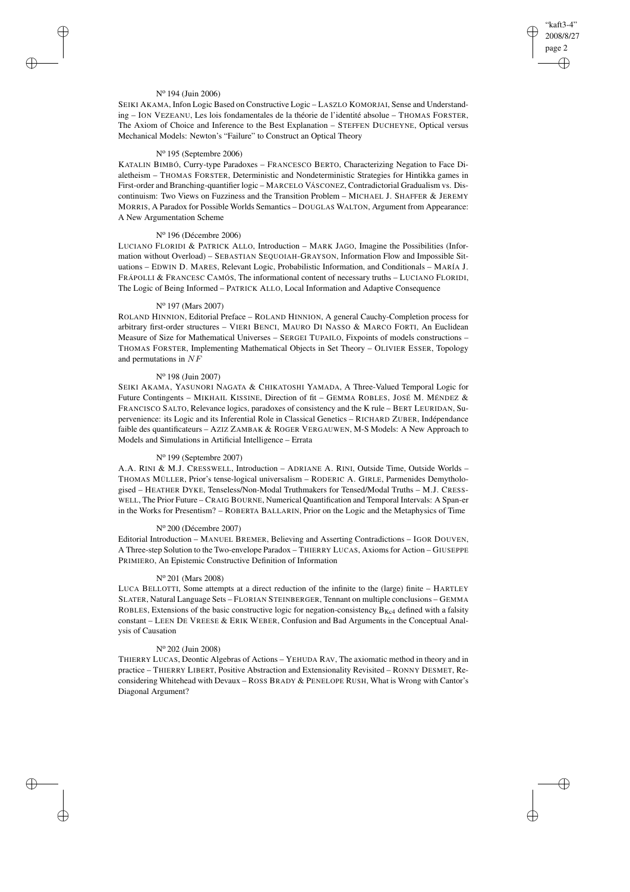N° 194 (Juin 2006)

SEIKI AKAMA, Infon Logic Based on Constructive Logic – LASZLO KOMORJAI, Sense and Understanding – ION VEZEANU, Les lois fondamentales de la théorie de l'identité absolue – THOMAS FORSTER, The Axiom of Choice and Inference to the Best Explanation – STEFFEN DUCHEYNE, Optical versus Mechanical Models: Newton's "Failure" to Construct an Optical Theory

N° 195 (Septembre 2006)

KATALIN BIMBÓ, Curry-type Paradoxes – FRANCESCO BERTO, Characterizing Negation to Face Dialetheism – THOMAS FORSTER, Deterministic and Nondeterministic Strategies for Hintikka games in First-order and Branching-quantifier logic – MARCELO VÁSCONEZ, Contradictorial Gradualism vs. Discontinuism: Two Views on Fuzziness and the Transition Problem – MICHAEL J. SHAFFER & JEREMY MORRIS, A Paradox for Possible Worlds Semantics – DOUGLAS WALTON, Argument from Appearance: A New Argumentation Scheme

N° 196 (Décembre 2006)

LUCIANO FLORIDI & PATRICK ALLO, Introduction – MARK JAGO, Imagine the Possibilities (Information without Overload) – SEBASTIAN SEQUOIAH-GRAYSON, Information Flow and Impossible Situations – EDWIN D. MARES, Relevant Logic, Probabilistic Information, and Conditionals – MARÍA J. FRÁPOLLI & FRANCESC CAMÓS, The informational content of necessary truths – LUCIANO FLORIDI, The Logic of Being Informed – PATRICK ALLO, Local Information and Adaptive Consequence

N° 197 (Mars 2007)

ROLAND HINNION, Editorial Preface – ROLAND HINNION, A general Cauchy-Completion process for arbitrary first-order structures – VIERI BENCI, MAURO DI NASSO & MARCO FORTI, An Euclidean Measure of Size for Mathematical Universes – SERGEI TUPAILO, Fixpoints of models constructions – THOMAS FORSTER, Implementing Mathematical Objects in Set Theory – OLIVIER ESSER, Topology and permutations in $NF$

N° 198 (Juin 2007)

SEIKI AKAMA, YASUNORI NAGATA & CHIKATOSHI YAMADA, A Three-Valued Temporal Logic for Future Contingents – MIKHAIL KISSINE, Direction of fit – GEMMA ROBLES, JOSÉ M. MÉNDEZ & FRANCISCO SALTO, Relevance logics, paradoxes of consistency and the K rule – BERT LEURIDAN, Supervenience: its Logic and its Inferential Role in Classical Genetics – RICHARD ZUBER, Indépendance faible des quantificateurs – AZIZ ZAMBAK & ROGER VERGAUWEN, M-S Models: A New Approach to Models and Simulations in Artificial Intelligence – Errata

N° 199 (Septembre 2007)

A.A. RINI & M.J. CRESSWELL, Introduction – ADRIANE A. RINI, Outside Time, Outside Worlds – THOMAS MÜLLER, Prior's tense-logical universalism – RODERIC A. GIRLE, Parmenides Demythologised – HEATHER DYKE, Tenseless/Non-Modal Truthmakers for Tensed/Modal Truths – M.J. CRESSWELL, The Prior Future – CRAIG BOURNE, Numerical Quantification and Temporal Intervals: A Span-er in the Works for Presentism? – ROBERTA BALLARIN, Prior on the Logic and the Metaphysics of Time

N° 200 (Décembre 2007)

Editorial Introduction – MANUEL BREMER, Believing and Asserting Contradictions – IGOR DOUVEN, A Three-step Solution to the Two-envelope Paradox – THIERRY LUCAS, Axioms for Action – GIUSEPPE PRIMIERO, An Epistemic Constructive Definition of Information

N° 201 (Mars 2008)

LUCA BELLOTTI, Some attempts at a direct reduction of the infinite to the (large) finite – HARTLEY SLATER, Natural Language Sets – FLORIAN STEINBERGER, Tennant on multiple conclusions – GEMMA ROBLES, Extensions of the basic constructive logic for negation-consistency $B_{Kc4}$ defined with a falsity constant – LEEN DE VREESE & ERIK WEBER, Confusion and Bad Arguments in the Conceptual Analysis of Causation

N° 202 (Juin 2008)

THIERRY LUCAS, Deontic Algebras of Actions – YEHUDA RAV, The axiomatic method in theory and in practice – THIERRY LIBERT, Positive Abstraction and Extensionality Revisited – RONNY DESMET, Reconsidering Whitehead with Devaux – ROSS BRADY & PENELOPE RUSH, What is Wrong with Cantor's Diagonal Argument?